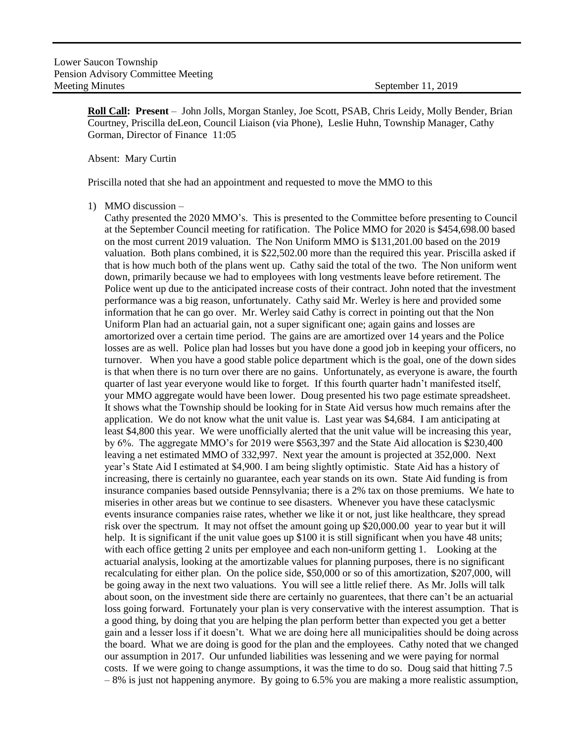Lower Saucon Township
Pension Advisory Committee Meeting
Meeting Minutes September 11, 2019

**Roll Call: Present** – John Jolls, Morgan Stanley, Joe Scott, PSAB, Chris Leidy, Molly Bender, Brian Courtney, Priscilla deLeon, Council Liaison (via Phone), Leslie Huhn, Township Manager, Cathy Gorman, Director of Finance 11:05

Absent: Mary Curtin

Priscilla noted that she had an appointment and requested to move the MMO to this

1) MMO discussion –
Cathy presented the 2020 MMO's. This is presented to the Committee before presenting to Council at the September Council meeting for ratification. The Police MMO for 2020 is $454,698.00 based on the most current 2019 valuation. The Non Uniform MMO is $131,201.00 based on the 2019 valuation. Both plans combined, it is $22,502.00 more than the required this year. Priscilla asked if that is how much both of the plans went up. Cathy said the total of the two. The Non uniform went down, primarily because we had to employees with long vestments leave before retirement. The Police went up due to the anticipated increase costs of their contract. John noted that the investment performance was a big reason, unfortunately. Cathy said Mr. Werley is here and provided some information that he can go over. Mr. Werley said Cathy is correct in pointing out that the Non Uniform Plan had an actuarial gain, not a super significant one; again gains and losses are amortized over a certain time period. The gains are are amortized over 14 years and the Police losses are as well. Police plan had losses but you have done a good job in keeping your officers, no turnover. When you have a good stable police department which is the goal, one of the down sides is that when there is no turn over there are no gains. Unfortunately, as everyone is aware, the fourth quarter of last year everyone would like to forget. If this fourth quarter hadn't manifested itself, your MMO aggregate would have been lower. Doug presented his two page estimate spreadsheet. It shows what the Township should be looking for in State Aid versus how much remains after the application. We do not know what the unit value is. Last year was $4,684. I am anticipating at least $4,800 this year. We were unofficially alerted that the unit value will be increasing this year, by 6%. The aggregate MMO's for 2019 were $563,397 and the State Aid allocation is $230,400 leaving a net estimated MMO of 332,997. Next year the amount is projected at 352,000. Next year's State Aid I estimated at $4,900. I am being slightly optimistic. State Aid has a history of increasing, there is certainly no guarantee, each year stands on its own. State Aid funding is from insurance companies based outside Pennsylvania; there is a 2% tax on those premiums. We hate to miseries in other areas but we continue to see disasters. Whenever you have these cataclysmic events insurance companies raise rates, whether we like it or not, just like healthcare, they spread risk over the spectrum. It may not offset the amount going up $20,000.00 year to year but it will help. It is significant if the unit value goes up $100 it is still significant when you have 48 units; with each office getting 2 units per employee and each non-uniform getting 1. Looking at the actuarial analysis, looking at the amortizable values for planning purposes, there is no significant recalculating for either plan. On the police side, $50,000 or so of this amortization, $207,000, will be going away in the next two valuations. You will see a little relief there. As Mr. Jolls will talk about soon, on the investment side there are certainly no guarentees, that there can't be an actuarial loss going forward. Fortunately your plan is very conservative with the interest assumption. That is a good thing, by doing that you are helping the plan perform better than expected you get a better gain and a lesser loss if it doesn't. What we are doing here all municipalities should be doing across the board. What we are doing is good for the plan and the employees. Cathy noted that we changed our assumption in 2017. Our unfunded liabilities was lessening and we were paying for normal costs. If we were going to change assumptions, it was the time to do so. Doug said that hitting 7.5 – 8% is just not happening anymore. By going to 6.5% you are making a more realistic assumption,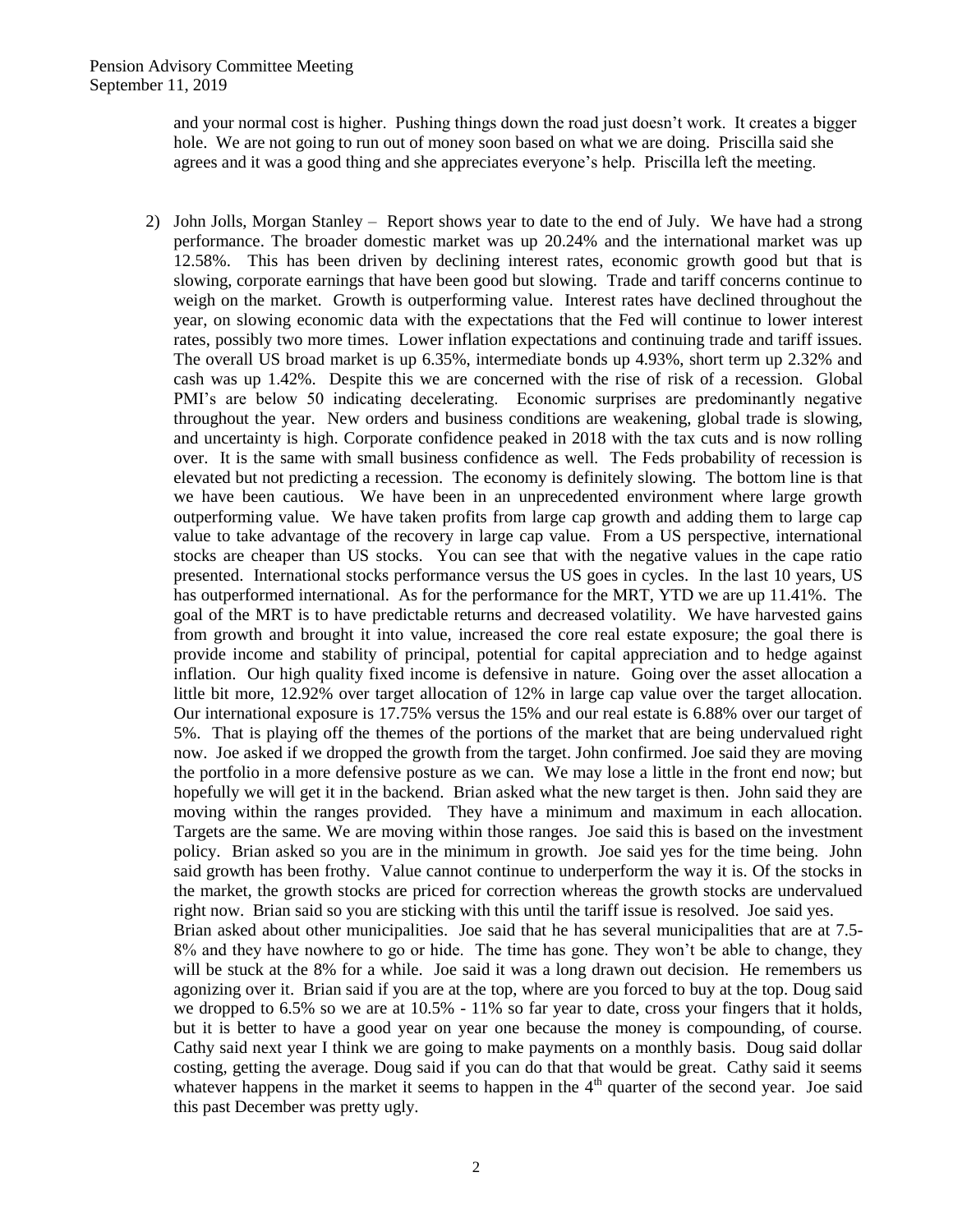and your normal cost is higher. Pushing things down the road just doesn't work. It creates a bigger hole. We are not going to run out of money soon based on what we are doing. Priscilla said she agrees and it was a good thing and she appreciates everyone's help. Priscilla left the meeting.

2) John Jolls, Morgan Stanley – Report shows year to date to the end of July. We have had a strong performance. The broader domestic market was up 20.24% and the international market was up 12.58%. This has been driven by declining interest rates, economic growth good but that is slowing, corporate earnings that have been good but slowing. Trade and tariff concerns continue to weigh on the market. Growth is outperforming value. Interest rates have declined throughout the year, on slowing economic data with the expectations that the Fed will continue to lower interest rates, possibly two more times. Lower inflation expectations and continuing trade and tariff issues. The overall US broad market is up 6.35%, intermediate bonds up 4.93%, short term up 2.32% and cash was up 1.42%. Despite this we are concerned with the rise of risk of a recession. Global PMI's are below 50 indicating decelerating. Economic surprises are predominantly negative throughout the year. New orders and business conditions are weakening, global trade is slowing, and uncertainty is high. Corporate confidence peaked in 2018 with the tax cuts and is now rolling over. It is the same with small business confidence as well. The Feds probability of recession is elevated but not predicting a recession. The economy is definitely slowing. The bottom line is that we have been cautious. We have been in an unprecedented environment where large growth outperforming value. We have taken profits from large cap growth and adding them to large cap value to take advantage of the recovery in large cap value. From a US perspective, international stocks are cheaper than US stocks. You can see that with the negative values in the cape ratio presented. International stocks performance versus the US goes in cycles. In the last 10 years, US has outperformed international. As for the performance for the MRT, YTD we are up 11.41%. The goal of the MRT is to have predictable returns and decreased volatility. We have harvested gains from growth and brought it into value, increased the core real estate exposure; the goal there is provide income and stability of principal, potential for capital appreciation and to hedge against inflation. Our high quality fixed income is defensive in nature. Going over the asset allocation a little bit more, 12.92% over target allocation of 12% in large cap value over the target allocation. Our international exposure is 17.75% versus the 15% and our real estate is 6.88% over our target of 5%. That is playing off the themes of the portions of the market that are being undervalued right now. Joe asked if we dropped the growth from the target. John confirmed. Joe said they are moving the portfolio in a more defensive posture as we can. We may lose a little in the front end now; but hopefully we will get it in the backend. Brian asked what the new target is then. John said they are moving within the ranges provided. They have a minimum and maximum in each allocation. Targets are the same. We are moving within those ranges. Joe said this is based on the investment policy. Brian asked so you are in the minimum in growth. Joe said yes for the time being. John said growth has been frothy. Value cannot continue to underperform the way it is. Of the stocks in the market, the growth stocks are priced for correction whereas the growth stocks are undervalued right now. Brian said so you are sticking with this until the tariff issue is resolved. Joe said yes.
Brian asked about other municipalities. Joe said that he has several municipalities that are at 7.5-8% and they have nowhere to go or hide. The time has gone. They won't be able to change, they will be stuck at the 8% for a while. Joe said it was a long drawn out decision. He remembers us agonizing over it. Brian said if you are at the top, where are you forced to buy at the top. Doug said we dropped to 6.5% so we are at 10.5% - 11% so far year to date, cross your fingers that it holds, but it is better to have a good year on year one because the money is compounding, of course. Cathy said next year I think we are going to make payments on a monthly basis. Doug said dollar costing, getting the average. Doug said if you can do that that would be great. Cathy said it seems whatever happens in the market it seems to happen in the 4th quarter of the second year. Joe said this past December was pretty ugly.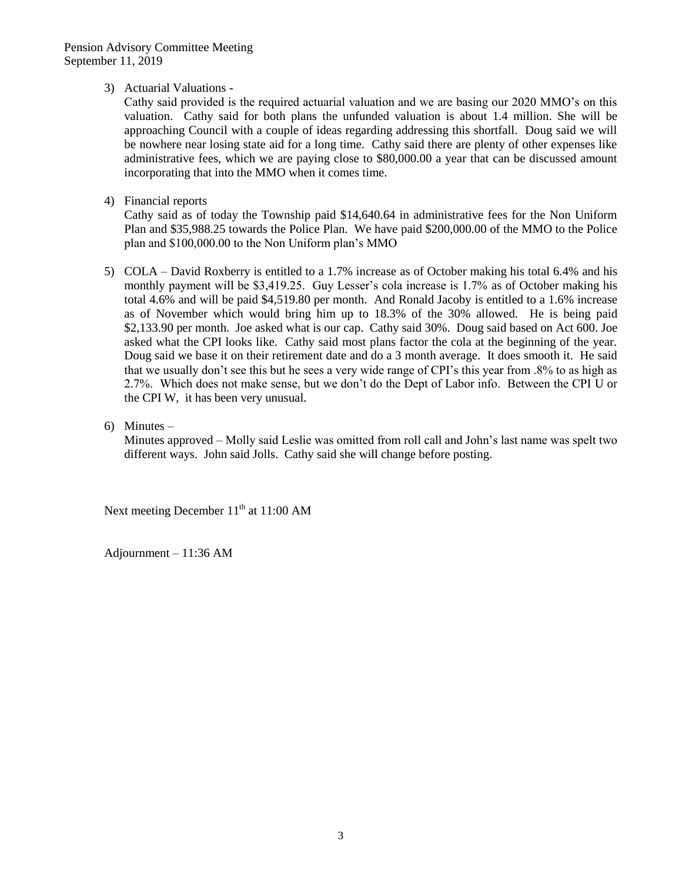3) Actuarial Valuations -

   Cathy said provided is the required actuarial valuation and we are basing our 2020 MMO's on this valuation. Cathy said for both plans the unfunded valuation is about 1.4 million. She will be approaching Council with a couple of ideas regarding addressing this shortfall. Doug said we will be nowhere near losing state aid for a long time. Cathy said there are plenty of other expenses like administrative fees, which we are paying close to $80,000.00 a year that can be discussed amount incorporating that into the MMO when it comes time.

4) Financial reports

   Cathy said as of today the Township paid $14,640.64 in administrative fees for the Non Uniform Plan and $35,988.25 towards the Police Plan. We have paid $200,000.00 of the MMO to the Police plan and $100,000.00 to the Non Uniform plan's MMO

5) COLA – David Roxberry is entitled to a 1.7% increase as of October making his total 6.4% and his monthly payment will be $3,419.25. Guy Lesser's cola increase is 1.7% as of October making his total 4.6% and will be paid $4,519.80 per month. And Ronald Jacoby is entitled to a 1.6% increase as of November which would bring him up to 18.3% of the 30% allowed. He is being paid $2,133.90 per month. Joe asked what is our cap. Cathy said 30%. Doug said based on Act 600. Joe asked what the CPI looks like. Cathy said most plans factor the cola at the beginning of the year. Doug said we base it on their retirement date and do a 3 month average. It does smooth it. He said that we usually don't see this but he sees a very wide range of CPI's this year from .8% to as high as 2.7%. Which does not make sense, but we don't do the Dept of Labor info. Between the CPI U or the CPI W, it has been very unusual.

6) Minutes –

   Minutes approved – Molly said Leslie was omitted from roll call and John's last name was spelt two different ways. John said Jolls. Cathy said she will change before posting.

Next meeting December 11th at 11:00 AM

Adjournment – 11:36 AM